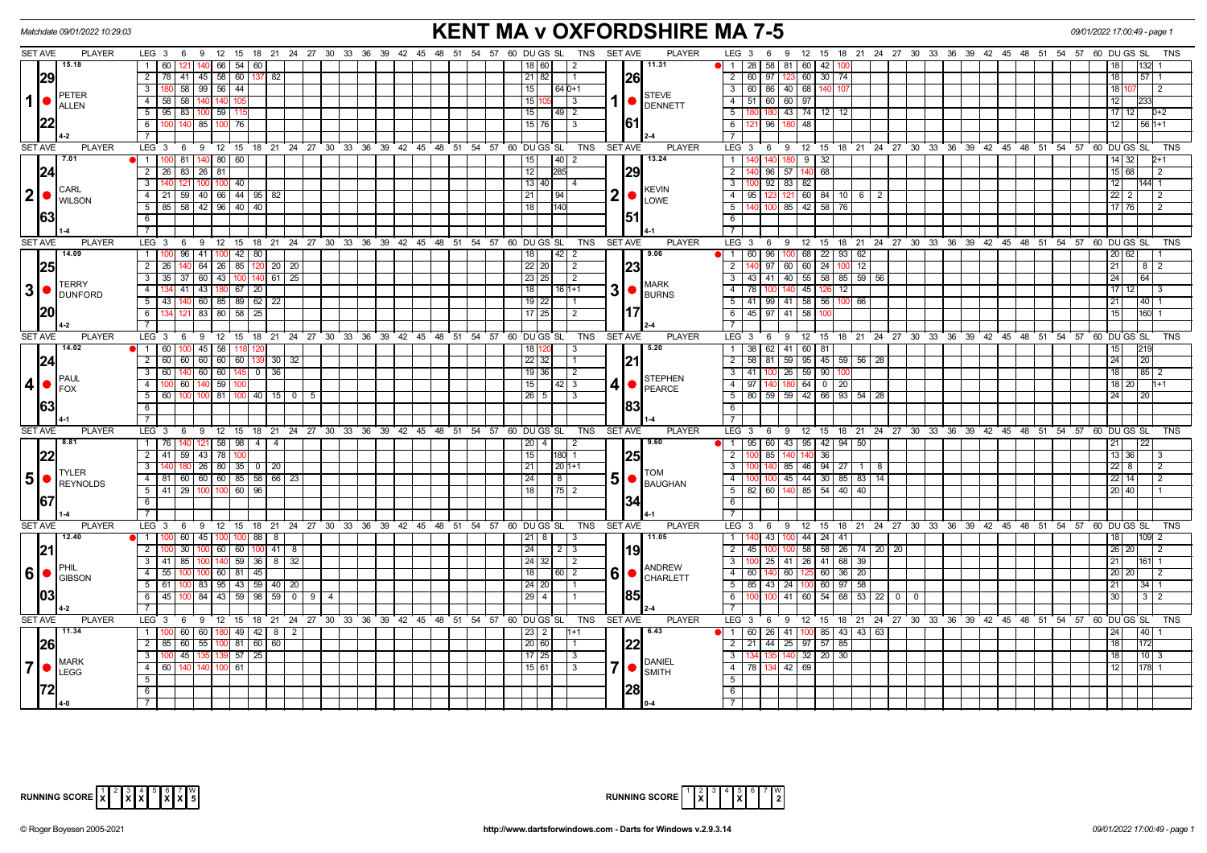Matchdate 09/01/2022 10:29:03

# KENT MA v OXFORDSHIRE MA 7-5

09/01/2022 17:00:49 - page 1

## Set 1: PETER ALLEN (15.18 / 29 / 22, 4-2) v STEVE DENNETT (11.31 / 26 / 61, 2-4)

| LEG | PETER ALLEN scores | DU | GS | SL | TNS | STEVE DENNETT scores | DU | GS | SL | TNS |
|---|---|---|---|---|---|---|---|---|---|---|
| 1 | 60 121 140 66 54 60 | 18 | 60 | | 2 | 28 58 81 60 42 100 | 18 | | 132 | 1 |
| 2 | 78 41 45 58 60 137 82 | 21 | 82 | | 1 | 60 97 123 60 30 74 | 18 | | 57 | 1 |
| 3 | 180 58 99 56 44 | 15 | | 64 | 0+1 | 60 86 40 68 140 107 | 18 | 107 | | 2 |
| 4 | 58 58 140 140 105 | 15 | 105 | | 3 | 51 60 60 97 | 12 | | 233 | |
| 5 | 95 83 100 59 115 | 15 | | 49 | 2 | 180 180 43 74 12 12 | 17 | 12 | | 0+2 |
| 6 | 100 140 85 100 76 | 15 | 76 | | 3 | 121 96 180 48 | 12 | | 56 | 1+1 |

## Set 2: CARL WILSON (7.01 / 24 / 63, 1-4) v KEVIN LOWE (13.24 / 29 / 51, 4-1)

| LEG | CARL WILSON scores | DU | GS | SL | TNS | KEVIN LOWE scores | DU | GS | SL | TNS |
|---|---|---|---|---|---|---|---|---|---|---|
| 1 | 100 81 140 80 60 | 15 | | 40 | 2 | 140 140 180 9 32 | 14 | 32 | | 2+1 |
| 2 | 26 83 26 81 | 12 | | 285 | | 140 96 57 140 68 | 15 | 68 | | 2 |
| 3 | 140 121 100 100 40 | 13 | 40 | | 4 | 100 92 83 82 | 12 | | 144 | 1 |
| 4 | 21 59 40 66 44 95 82 | 21 | | 94 | | 95 123 121 60 84 10 6 2 | 22 | 2 | | 2 |
| 5 | 85 58 42 96 40 40 | 18 | | 140 | | 140 100 85 42 58 76 | 17 | 76 | | 2 |

## Set 3: TERRY DUNFORD (14.09 / 25 / 20, 4-2) v MARK BURNS (9.06 / 23 / 17, 2-4)

| LEG | TERRY DUNFORD scores | DU | GS | SL | TNS | MARK BURNS scores | DU | GS | SL | TNS |
|---|---|---|---|---|---|---|---|---|---|---|
| 1 | 100 96 41 100 42 80 | 18 | | 42 | 2 | 60 96 100 68 22 93 62 | 20 | 62 | | 1 |
| 2 | 26 140 64 26 85 120 20 20 | 22 | 20 | | 2 | 140 97 60 60 24 100 12 | 21 | | 8 | 2 |
| 3 | 35 37 60 43 100 140 61 25 | 23 | 25 | | 2 | 43 41 40 55 58 85 59 56 | 24 | | 64 | |
| 4 | 134 41 43 180 67 20 | 18 | | 16 | 1+1 | 78 100 140 45 126 12 | 17 | 12 | | 3 |
| 5 | 43 140 60 85 89 62 22 | 19 | 22 | | 1 | 41 99 41 58 56 100 66 | 21 | | 40 | 1 |
| 6 | 134 121 83 80 58 25 | 17 | 25 | | 2 | 45 97 41 58 100 | 15 | | 160 | 1 |

## Set 4: PAUL FOX (14.02 / 24 / 63, 4-1) v STEPHEN PEARCE (5.20 / 21 / 83, 1-4)

| LEG | PAUL FOX scores | DU | GS | SL | TNS | STEPHEN PEARCE scores | DU | GS | SL | TNS |
|---|---|---|---|---|---|---|---|---|---|---|
| 1 | 60 100 45 58 118 120 | 18 | 120 | | 3 | 38 62 41 60 81 | 15 | | 219 | |
| 2 | 60 60 60 60 60 139 30 32 | 22 | 32 | | 1 | 58 81 59 95 45 59 56 28 | 24 | | 20 | |
| 3 | 60 140 60 60 145 0 36 | 19 | 36 | | 2 | 41 100 26 59 90 100 | 18 | | 85 | 2 |
| 4 | 100 60 140 59 100 | 15 | | 42 | 3 | 97 140 180 64 0 20 | 18 | 20 | | 1+1 |
| 5 | 60 100 100 81 100 40 15 0 5 | 26 | 5 | | 3 | 80 59 59 42 66 93 54 28 | 24 | | 20 | |

## Set 5: TYLER REYNOLDS (8.81 / 22 / 67, 1-4) v TOM BAUGHAN (9.60 / 25 / 34, 4-1)

| LEG | TYLER REYNOLDS scores | DU | GS | SL | TNS | TOM BAUGHAN scores | DU | GS | SL | TNS |
|---|---|---|---|---|---|---|---|---|---|---|
| 1 | 76 140 121 58 98 4 4 | 20 | 4 | | 2 | 95 60 43 95 42 94 50 | 21 | | 22 | |
| 2 | 41 59 43 78 100 | 15 | | 180 | 1 | 100 85 140 140 36 | 13 | 36 | | 3 |
| 3 | 140 180 26 80 35 0 20 | 21 | | 20 | 1+1 | 100 140 85 46 94 27 1 8 | 22 | 8 | | 2 |
| 4 | 81 60 60 60 85 58 66 23 | 24 | | 8 | | 100 100 45 44 30 85 83 14 | 22 | 14 | | 2 |
| 5 | 41 29 100 100 60 96 | 18 | | 75 | 2 | 82 60 140 85 54 40 40 | 20 | 40 | | 1 |

## Set 6: PHIL GIBSON (12.40 / 21 / 03, 4-2) v ANDREW CHARLETT (11.05 / 19 / 85, 2-4)

| LEG | PHIL GIBSON scores | DU | GS | SL | TNS | ANDREW CHARLETT scores | DU | GS | SL | TNS |
|---|---|---|---|---|---|---|---|---|---|---|
| 1 | 100 60 45 100 100 88 8 | 21 | 8 | | 3 | 140 43 100 44 24 41 | 18 | | 109 | 2 |
| 2 | 100 30 100 60 60 100 41 8 | 24 | | 2 | 3 | 45 100 100 58 58 26 74 20 20 | 26 | 20 | | 2 |
| 3 | 41 85 100 140 59 36 8 32 | 24 | 32 | | 2 | 100 25 41 26 41 68 39 | 21 | | 161 | 1 |
| 4 | 55 100 100 60 81 45 | 18 | | 60 | 2 | 60 140 60 125 60 36 20 | 20 | 20 | | 2 |
| 5 | 61 100 83 95 43 59 40 20 | 24 | 20 | | 1 | 85 43 24 100 60 97 58 | 21 | | 34 | 1 |
| 6 | 45 100 84 43 59 98 59 0 9 4 | 29 | 4 | | 1 | 100 100 41 60 54 68 53 22 0 0 | 30 | | 3 | 2 |

## Set 7: MARK LEGG (11.34 / 26 / 72, 4-0) v DANIEL SMITH (6.43 / 22 / 28, 0-4)

| LEG | MARK LEGG scores | DU | GS | SL | TNS | DANIEL SMITH scores | DU | GS | SL | TNS |
|---|---|---|---|---|---|---|---|---|---|---|
| 1 | 100 60 60 180 49 42 8 2 | 23 | 2 | | 1+1 | 60 26 41 100 85 43 43 63 | 24 | | 40 | 1 |
| 2 | 85 60 55 100 81 60 60 | 20 | 60 | | 1 | 21 44 25 97 57 85 | 18 | | 172 | |
| 3 | 100 45 135 139 57 25 | 17 | 25 | | 3 | 134 135 140 32 20 30 | 18 | | 10 | 3 |
| 4 | 60 140 140 100 61 | 15 | 61 | | 3 | 78 134 42 69 | 12 | | 178 | 1 |

RUNNING SCORE (KENT): 1 X, 2, 3 X, 4 X, 5, 6 X, 7 X — W 5

RUNNING SCORE (OXFORDSHIRE): 1, 2 X, 3, 4, 5 X, 6, 7 — W 2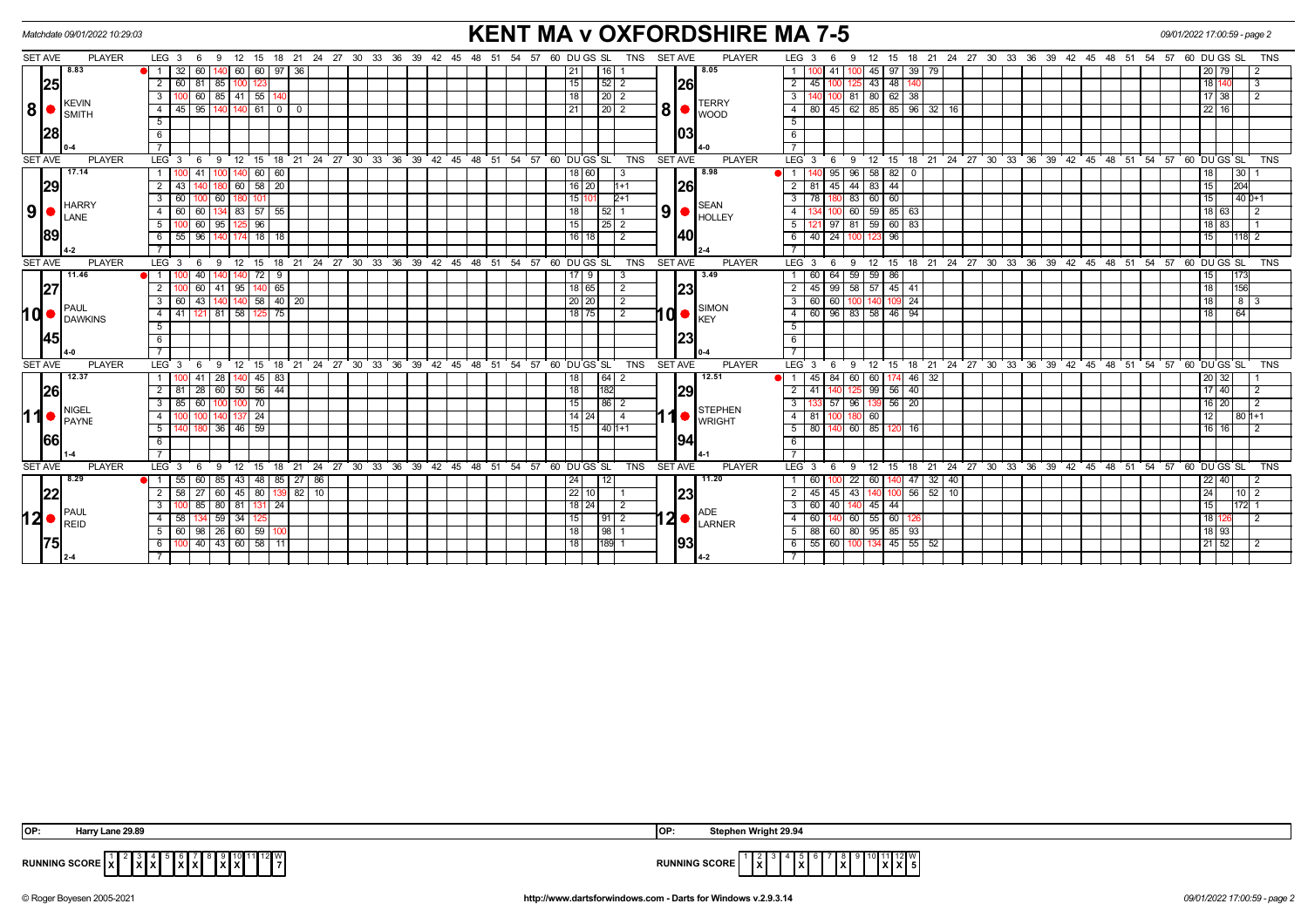Matchdate 09/01/2022 10:29:03

# KENT MA v OXFORDSHIRE MA 7-5

09/01/2022 17:00:59 - page 2

| SET AVE | PLAYER | LEG | 3 | 6 | 9 | 12 | 15 | 18 | 21 | 24 | DU | GS | SL | TNS | SET AVE | PLAYER | LEG | 3 | 6 | 9 | 12 | 15 | 18 | 21 | 24 | DU | GS | SL | TNS |
|---|---|---|---|---|---|---|---|---|---|---|---|---|---|---|---|---|---|---|---|---|---|---|---|---|---|---|---|---|---|
| 8.83 | 8 KEVIN SMITH | 1 | 32 | 60 | 140 | 60 | 60 | 97 | 36 | | 21 | | 16 | 1 | 8.05 | 8 TERRY WOOD | 1 | 100 | 41 | 100 | 45 | 97 | 39 | 79 | | 20 | 79 | | 2 |
| 25 | | 2 | 60 | 81 | 85 | 100 | 123 | | | | 15 | | 52 | 2 | 26 | | 2 | 45 | 100 | 125 | 43 | 48 | 140 | | | 18 | 140 | | 3 |
| 28 | | 3 | 100 | 60 | 85 | 41 | 55 | 140 | | | 18 | | 20 | 2 | 03 | | 3 | 140 | 100 | 81 | 80 | 62 | 38 | | | 17 | 38 | | 2 |
| 0-4 | | 4 | 45 | 95 | 140 | 140 | 61 | 0 | 0 | | 21 | | 20 | 2 | 4-0 | | 4 | 80 | 45 | 62 | 85 | 85 | 96 | 32 | 16 | 22 | 16 | | |
| 17.14 | 9 HARRY LANE | 1 | 100 | 41 | 100 | 140 | 60 | 60 | | | 18 | 60 | | 3 | 8.98 | 9 SEAN HOLLEY | 1 | 140 | 95 | 96 | 58 | 82 | 0 | | | 18 | | 30 | 1 |
| 29 | | 2 | 43 | 140 | 180 | 60 | 58 | 20 | | | 16 | 20 | | 1+1 | 26 | | 2 | 81 | 45 | 44 | 83 | 44 | | | | 15 | | 204 | |
| 89 | | 3 | 60 | 100 | 60 | 180 | 101 | | | | 15 | 101 | | 2+1 | 40 | | 3 | 78 | 180 | 83 | 60 | 60 | | | | 15 | | 40 | 0+1 |
| 4-2 | | 4 | 60 | 60 | 134 | 83 | 57 | 55 | | | 18 | | 52 | 1 | 2-4 | | 4 | 134 | 100 | 60 | 59 | 85 | 63 | | | 18 | 63 | | 2 |
| | | 5 | 100 | 60 | 95 | 125 | 96 | | | | 15 | | 25 | 2 | | | 5 | 121 | 97 | 81 | 59 | 60 | 83 | | | 18 | 83 | | 1 |
| | | 6 | 55 | 96 | 140 | 174 | 18 | 18 | | | 16 | 18 | | 2 | | | 6 | 40 | 24 | 100 | 123 | 96 | | | | 15 | | 118 | 2 |
| 11.46 | 10 PAUL DAWKINS | 1 | 100 | 40 | 140 | 140 | 72 | 9 | | | 17 | 9 | | 3 | 3.49 | 10 SIMON KEY | 1 | 60 | 64 | 59 | 59 | 86 | | | | 15 | | 173 | |
| 27 | | 2 | 100 | 60 | 41 | 95 | 140 | 65 | | | 18 | 65 | | 2 | 23 | | 2 | 45 | 99 | 58 | 57 | 45 | 41 | | | 18 | | 156 | |
| 45 | | 3 | 60 | 43 | 140 | 140 | 58 | 40 | 20 | | 20 | 20 | | 2 | 23 | | 3 | 60 | 60 | 100 | 140 | 109 | 24 | | | 18 | | 8 | 3 |
| 4-0 | | 4 | 41 | 121 | 81 | 58 | 125 | 75 | | | 18 | 75 | | 2 | 0-4 | | 4 | 60 | 96 | 83 | 58 | 46 | 94 | | | 18 | | 64 | |
| 12.37 | 11 NIGEL PAYNE | 1 | 100 | 41 | 28 | 140 | 45 | 83 | | | 18 | | 64 | 2 | 12.51 | 11 STEPHEN WRIGHT | 1 | 45 | 84 | 60 | 60 | 174 | 46 | 32 | | 20 | 32 | | 1 |
| 26 | | 2 | 81 | 28 | 60 | 50 | 56 | 44 | | | 18 | | 182 | | 29 | | 2 | 41 | 140 | 125 | 99 | 56 | 40 | | | 17 | 40 | | 2 |
| 66 | | 3 | 85 | 60 | 100 | 100 | 70 | | | | 15 | | 86 | 2 | 94 | | 3 | 133 | 57 | 96 | 139 | 56 | 20 | | | 16 | 20 | | 2 |
| 1-4 | | 4 | 100 | 100 | 140 | 137 | 24 | | | | 14 | 24 | | 4 | 4-1 | | 4 | 81 | 100 | 180 | 60 | | | | | 12 | | 80 | 1+1 |
| | | 5 | 140 | 180 | 36 | 46 | 59 | | | | 15 | | 40 | 1+1 | | | 5 | 80 | 140 | 60 | 85 | 120 | 16 | | | 16 | 16 | | 2 |
| 8.29 | 12 PAUL REID | 1 | 55 | 60 | 85 | 43 | 48 | 85 | 27 | 86 | 24 | | 12 | | 11.20 | 12 ADE LARNER | 1 | 60 | 100 | 22 | 60 | 140 | 47 | 32 | 40 | 22 | 40 | | 2 |
| 22 | | 2 | 58 | 27 | 60 | 45 | 80 | 139 | 82 | 10 | 22 | 10 | | 1 | 23 | | 2 | 45 | 45 | 43 | 140 | 100 | 56 | 52 | 10 | 24 | | 10 | 2 |
| 75 | | 3 | 100 | 85 | 80 | 81 | 131 | 24 | | | 18 | 24 | | 2 | 93 | | 3 | 60 | 40 | 140 | 45 | 44 | | | | 15 | | 172 | 1 |
| 2-4 | | 4 | 58 | 134 | 59 | 34 | 125 | | | | 15 | | 91 | 2 | 4-2 | | 4 | 60 | 140 | 60 | 55 | 60 | 126 | | | 18 | 126 | | 2 |
| | | 5 | 60 | 98 | 26 | 60 | 59 | 100 | | | 18 | | 98 | 1 | | | 5 | 88 | 60 | 80 | 95 | 85 | 93 | | | 18 | 93 | | |
| | | 6 | 100 | 40 | 43 | 60 | 58 | 11 | | | 18 | | 189 | 1 | | | 6 | 55 | 60 | 100 | 134 | 45 | 55 | 52 | | 21 | 52 | | 2 |

OP: Harry Lane 29.89

OP: Stephen Wright 29.94

RUNNING SCORE (Kent): 1 X, 2, 3 X, 4 X, 5, 6 X, 7 X, 8, 9 X, 10 X, 11, 12, W 7

RUNNING SCORE (Oxfordshire): 1, 2 X, 3, 4, 5 X, 6, 7, 8 X, 9, 10, 11 X, 12 X, W 5

© Roger Boyesen 2005-2021 http://www.dartsforwindows.com - Darts for Windows v.2.9.3.14 09/01/2022 17:00:59 - page 2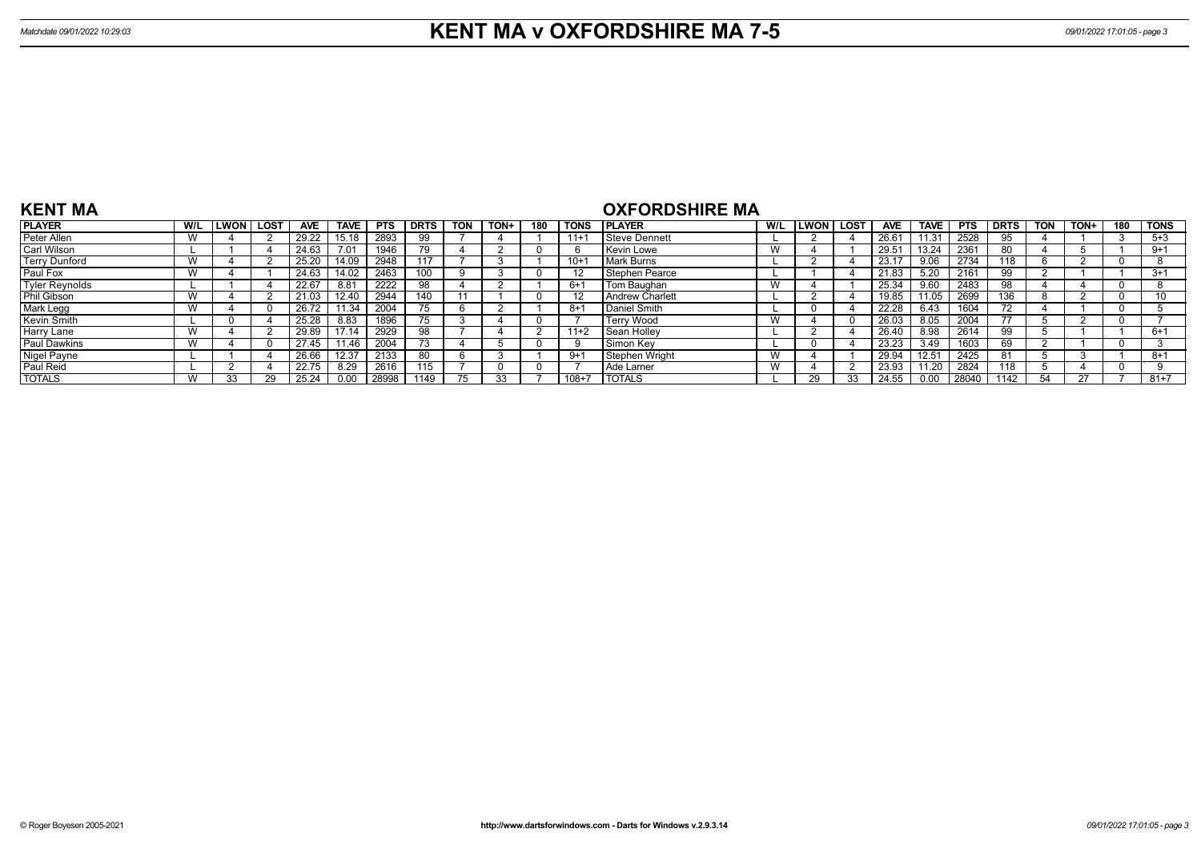# KENT MA v OXFORDSHIRE MA 7-5

Matchdate 09/01/2022 10:29:03

## KENT MA

| PLAYER | W/L | LWON | LOST | AVE | TAVE | PTS | DRTS | TON | TON+ | 180 | TONS |
|---|---|---|---|---|---|---|---|---|---|---|---|
| Peter Allen | W | 4 | 2 | 29.22 | 15.18 | 2893 | 99 | 7 | 4 | 1 | 11+1 |
| Carl Wilson | L | 1 | 4 | 24.63 | 7.01 | 1946 | 79 | 4 | 2 | 0 | 6 |
| Terry Dunford | W | 4 | 2 | 25.20 | 14.09 | 2948 | 117 | 7 | 3 | 1 | 10+1 |
| Paul Fox | W | 4 | 1 | 24.63 | 14.02 | 2463 | 100 | 9 | 3 | 0 | 12 |
| Tyler Reynolds | L | 1 | 4 | 22.67 | 8.81 | 2222 | 98 | 4 | 2 | 1 | 6+1 |
| Phil Gibson | W | 4 | 2 | 21.03 | 12.40 | 2944 | 140 | 11 | 1 | 0 | 12 |
| Mark Legg | W | 4 | 0 | 26.72 | 11.34 | 2004 | 75 | 6 | 2 | 1 | 8+1 |
| Kevin Smith | L | 0 | 4 | 25.28 | 8.83 | 1896 | 75 | 3 | 4 | 0 | 7 |
| Harry Lane | W | 4 | 2 | 29.89 | 17.14 | 2929 | 98 | 7 | 4 | 2 | 11+2 |
| Paul Dawkins | W | 4 | 0 | 27.45 | 11.46 | 2004 | 73 | 4 | 5 | 0 | 9 |
| Nigel Payne | L | 1 | 4 | 26.66 | 12.37 | 2133 | 80 | 6 | 3 | 1 | 9+1 |
| Paul Reid | L | 2 | 4 | 22.75 | 8.29 | 2616 | 115 | 7 | 0 | 0 | 7 |
| TOTALS | W | 33 | 29 | 25.24 | 0.00 | 28998 | 1149 | 75 | 33 | 7 | 108+7 |

## OXFORDSHIRE MA

| PLAYER | W/L | LWON | LOST | AVE | TAVE | PTS | DRTS | TON | TON+ | 180 | TONS |
|---|---|---|---|---|---|---|---|---|---|---|---|
| Steve Dennett | L | 2 | 4 | 26.61 | 11.31 | 2528 | 95 | 4 | 1 | 3 | 5+3 |
| Kevin Lowe | W | 4 | 1 | 29.51 | 13.24 | 2361 | 80 | 4 | 5 | 1 | 9+1 |
| Mark Burns | L | 2 | 4 | 23.17 | 9.06 | 2734 | 118 | 6 | 2 | 0 | 8 |
| Stephen Pearce | L | 1 | 4 | 21.83 | 5.20 | 2161 | 99 | 2 | 1 | 1 | 3+1 |
| Tom Baughan | W | 4 | 1 | 25.34 | 9.60 | 2483 | 98 | 4 | 4 | 0 | 8 |
| Andrew Charlett | L | 2 | 4 | 19.85 | 11.05 | 2699 | 136 | 8 | 2 | 0 | 10 |
| Daniel Smith | L | 0 | 4 | 22.28 | 6.43 | 1604 | 72 | 4 | 1 | 0 | 5 |
| Terry Wood | W | 4 | 0 | 26.03 | 8.05 | 2004 | 77 | 5 | 2 | 0 | 7 |
| Sean Holley | L | 2 | 4 | 26.40 | 8.98 | 2614 | 99 | 5 | 1 | 1 | 6+1 |
| Simon Key | L | 0 | 4 | 23.23 | 3.49 | 1603 | 69 | 2 | 1 | 0 | 3 |
| Stephen Wright | W | 4 | 1 | 29.94 | 12.51 | 2425 | 81 | 5 | 3 | 1 | 8+1 |
| Ade Larner | W | 4 | 2 | 23.93 | 11.20 | 2824 | 118 | 5 | 4 | 0 | 9 |
| TOTALS | L | 29 | 33 | 24.55 | 0.00 | 28040 | 1142 | 54 | 27 | 7 | 81+7 |